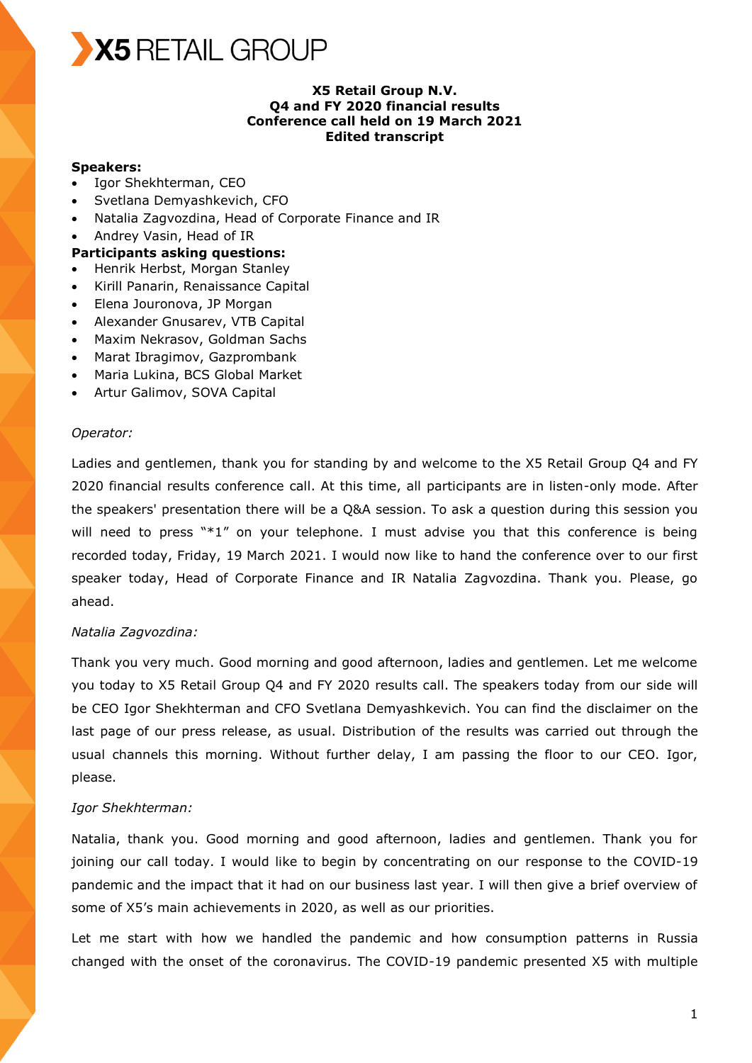# X5 RETAIL GROUP

**X5 Retail Group N.V.**
**Q4 and FY 2020 financial results**
**Conference call held on 19 March 2021**
**Edited transcript**

**Speakers:**

- Igor Shekhterman, CEO
- Svetlana Demyashkevich, CFO
- Natalia Zagvozdina, Head of Corporate Finance and IR
- Andrey Vasin, Head of IR

**Participants asking questions:**

- Henrik Herbst, Morgan Stanley
- Kirill Panarin, Renaissance Capital
- Elena Jouronova, JP Morgan
- Alexander Gnusarev, VTB Capital
- Maxim Nekrasov, Goldman Sachs
- Marat Ibragimov, Gazprombank
- Maria Lukina, BCS Global Market
- Artur Galimov, SOVA Capital

*Operator:*

Ladies and gentlemen, thank you for standing by and welcome to the X5 Retail Group Q4 and FY 2020 financial results conference call. At this time, all participants are in listen-only mode. After the speakers' presentation there will be a Q&A session. To ask a question during this session you will need to press "*1" on your telephone. I must advise you that this conference is being recorded today, Friday, 19 March 2021. I would now like to hand the conference over to our first speaker today, Head of Corporate Finance and IR Natalia Zagvozdina. Thank you. Please, go ahead.

*Natalia Zagvozdina:*

Thank you very much. Good morning and good afternoon, ladies and gentlemen. Let me welcome you today to X5 Retail Group Q4 and FY 2020 results call. The speakers today from our side will be CEO Igor Shekhterman and CFO Svetlana Demyashkevich. You can find the disclaimer on the last page of our press release, as usual. Distribution of the results was carried out through the usual channels this morning. Without further delay, I am passing the floor to our CEO. Igor, please.

*Igor Shekhterman:*

Natalia, thank you. Good morning and good afternoon, ladies and gentlemen. Thank you for joining our call today. I would like to begin by concentrating on our response to the COVID-19 pandemic and the impact that it had on our business last year. I will then give a brief overview of some of X5's main achievements in 2020, as well as our priorities.

Let me start with how we handled the pandemic and how consumption patterns in Russia changed with the onset of the coronavirus. The COVID-19 pandemic presented X5 with multiple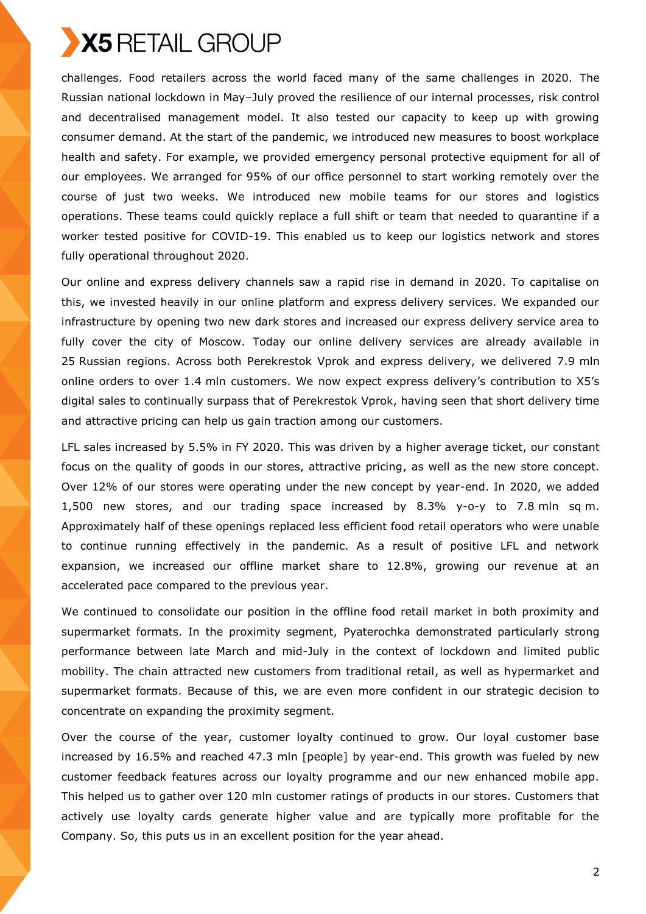challenges. Food retailers across the world faced many of the same challenges in 2020. The Russian national lockdown in May–July proved the resilience of our internal processes, risk control and decentralised management model. It also tested our capacity to keep up with growing consumer demand. At the start of the pandemic, we introduced new measures to boost workplace health and safety. For example, we provided emergency personal protective equipment for all of our employees. We arranged for 95% of our office personnel to start working remotely over the course of just two weeks. We introduced new mobile teams for our stores and logistics operations. These teams could quickly replace a full shift or team that needed to quarantine if a worker tested positive for COVID-19. This enabled us to keep our logistics network and stores fully operational throughout 2020.

Our online and express delivery channels saw a rapid rise in demand in 2020. To capitalise on this, we invested heavily in our online platform and express delivery services. We expanded our infrastructure by opening two new dark stores and increased our express delivery service area to fully cover the city of Moscow. Today our online delivery services are already available in 25 Russian regions. Across both Perekrestok Vprok and express delivery, we delivered 7.9 mln online orders to over 1.4 mln customers. We now expect express delivery's contribution to X5's digital sales to continually surpass that of Perekrestok Vprok, having seen that short delivery time and attractive pricing can help us gain traction among our customers.

LFL sales increased by 5.5% in FY 2020. This was driven by a higher average ticket, our constant focus on the quality of goods in our stores, attractive pricing, as well as the new store concept. Over 12% of our stores were operating under the new concept by year-end. In 2020, we added 1,500 new stores, and our trading space increased by 8.3% y-o-y to 7.8 mln sq m. Approximately half of these openings replaced less efficient food retail operators who were unable to continue running effectively in the pandemic. As a result of positive LFL and network expansion, we increased our offline market share to 12.8%, growing our revenue at an accelerated pace compared to the previous year.

We continued to consolidate our position in the offline food retail market in both proximity and supermarket formats. In the proximity segment, Pyaterochka demonstrated particularly strong performance between late March and mid-July in the context of lockdown and limited public mobility. The chain attracted new customers from traditional retail, as well as hypermarket and supermarket formats. Because of this, we are even more confident in our strategic decision to concentrate on expanding the proximity segment.

Over the course of the year, customer loyalty continued to grow. Our loyal customer base increased by 16.5% and reached 47.3 mln [people] by year-end. This growth was fueled by new customer feedback features across our loyalty programme and our new enhanced mobile app. This helped us to gather over 120 mln customer ratings of products in our stores. Customers that actively use loyalty cards generate higher value and are typically more profitable for the Company. So, this puts us in an excellent position for the year ahead.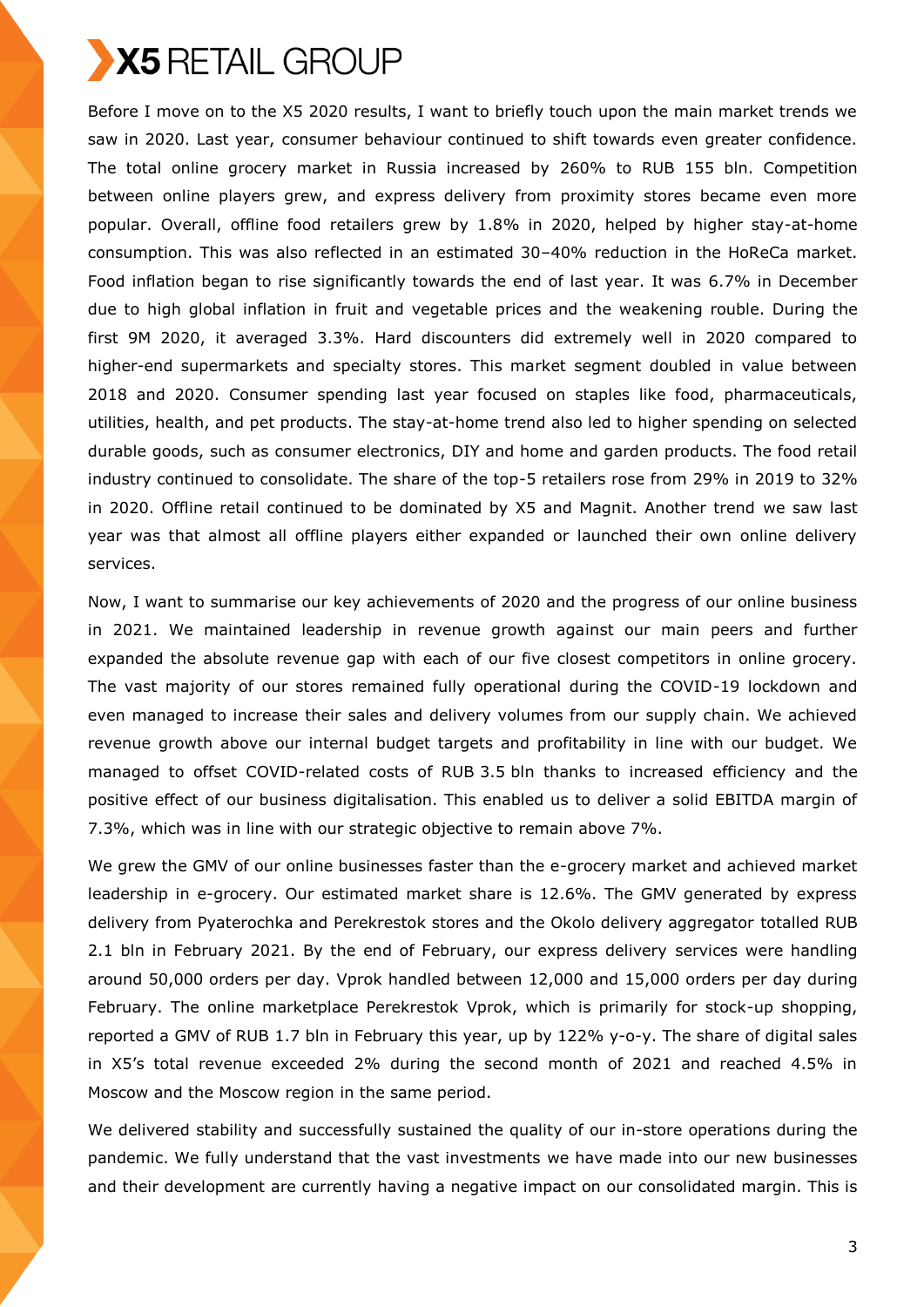Before I move on to the X5 2020 results, I want to briefly touch upon the main market trends we saw in 2020. Last year, consumer behaviour continued to shift towards even greater confidence. The total online grocery market in Russia increased by 260% to RUB 155 bln. Competition between online players grew, and express delivery from proximity stores became even more popular. Overall, offline food retailers grew by 1.8% in 2020, helped by higher stay-at-home consumption. This was also reflected in an estimated 30–40% reduction in the HoReCa market. Food inflation began to rise significantly towards the end of last year. It was 6.7% in December due to high global inflation in fruit and vegetable prices and the weakening rouble. During the first 9M 2020, it averaged 3.3%. Hard discounters did extremely well in 2020 compared to higher-end supermarkets and specialty stores. This market segment doubled in value between 2018 and 2020. Consumer spending last year focused on staples like food, pharmaceuticals, utilities, health, and pet products. The stay-at-home trend also led to higher spending on selected durable goods, such as consumer electronics, DIY and home and garden products. The food retail industry continued to consolidate. The share of the top-5 retailers rose from 29% in 2019 to 32% in 2020. Offline retail continued to be dominated by X5 and Magnit. Another trend we saw last year was that almost all offline players either expanded or launched their own online delivery services.

Now, I want to summarise our key achievements of 2020 and the progress of our online business in 2021. We maintained leadership in revenue growth against our main peers and further expanded the absolute revenue gap with each of our five closest competitors in online grocery. The vast majority of our stores remained fully operational during the COVID-19 lockdown and even managed to increase their sales and delivery volumes from our supply chain. We achieved revenue growth above our internal budget targets and profitability in line with our budget. We managed to offset COVID-related costs of RUB 3.5 bln thanks to increased efficiency and the positive effect of our business digitalisation. This enabled us to deliver a solid EBITDA margin of 7.3%, which was in line with our strategic objective to remain above 7%.

We grew the GMV of our online businesses faster than the e-grocery market and achieved market leadership in e-grocery. Our estimated market share is 12.6%. The GMV generated by express delivery from Pyaterochka and Perekrestok stores and the Okolo delivery aggregator totalled RUB 2.1 bln in February 2021. By the end of February, our express delivery services were handling around 50,000 orders per day. Vprok handled between 12,000 and 15,000 orders per day during February. The online marketplace Perekrestok Vprok, which is primarily for stock-up shopping, reported a GMV of RUB 1.7 bln in February this year, up by 122% y-o-y. The share of digital sales in X5's total revenue exceeded 2% during the second month of 2021 and reached 4.5% in Moscow and the Moscow region in the same period.

We delivered stability and successfully sustained the quality of our in-store operations during the pandemic. We fully understand that the vast investments we have made into our new businesses and their development are currently having a negative impact on our consolidated margin. This is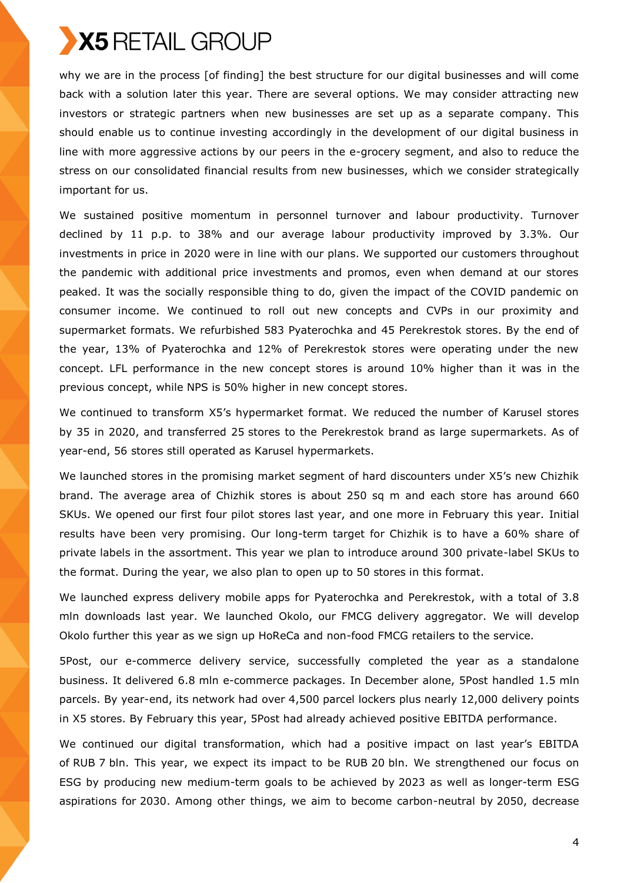why we are in the process [of finding] the best structure for our digital businesses and will come back with a solution later this year. There are several options. We may consider attracting new investors or strategic partners when new businesses are set up as a separate company. This should enable us to continue investing accordingly in the development of our digital business in line with more aggressive actions by our peers in the e-grocery segment, and also to reduce the stress on our consolidated financial results from new businesses, which we consider strategically important for us.

We sustained positive momentum in personnel turnover and labour productivity. Turnover declined by 11 p.p. to 38% and our average labour productivity improved by 3.3%. Our investments in price in 2020 were in line with our plans. We supported our customers throughout the pandemic with additional price investments and promos, even when demand at our stores peaked. It was the socially responsible thing to do, given the impact of the COVID pandemic on consumer income. We continued to roll out new concepts and CVPs in our proximity and supermarket formats. We refurbished 583 Pyaterochka and 45 Perekrestok stores. By the end of the year, 13% of Pyaterochka and 12% of Perekrestok stores were operating under the new concept. LFL performance in the new concept stores is around 10% higher than it was in the previous concept, while NPS is 50% higher in new concept stores.

We continued to transform X5's hypermarket format. We reduced the number of Karusel stores by 35 in 2020, and transferred 25 stores to the Perekrestok brand as large supermarkets. As of year-end, 56 stores still operated as Karusel hypermarkets.

We launched stores in the promising market segment of hard discounters under X5's new Chizhik brand. The average area of Chizhik stores is about 250 sq m and each store has around 660 SKUs. We opened our first four pilot stores last year, and one more in February this year. Initial results have been very promising. Our long-term target for Chizhik is to have a 60% share of private labels in the assortment. This year we plan to introduce around 300 private-label SKUs to the format. During the year, we also plan to open up to 50 stores in this format.

We launched express delivery mobile apps for Pyaterochka and Perekrestok, with a total of 3.8 mln downloads last year. We launched Okolo, our FMCG delivery aggregator. We will develop Okolo further this year as we sign up HoReCa and non-food FMCG retailers to the service.

5Post, our e-commerce delivery service, successfully completed the year as a standalone business. It delivered 6.8 mln e-commerce packages. In December alone, 5Post handled 1.5 mln parcels. By year-end, its network had over 4,500 parcel lockers plus nearly 12,000 delivery points in X5 stores. By February this year, 5Post had already achieved positive EBITDA performance.

We continued our digital transformation, which had a positive impact on last year's EBITDA of RUB 7 bln. This year, we expect its impact to be RUB 20 bln. We strengthened our focus on ESG by producing new medium-term goals to be achieved by 2023 as well as longer-term ESG aspirations for 2030. Among other things, we aim to become carbon-neutral by 2050, decrease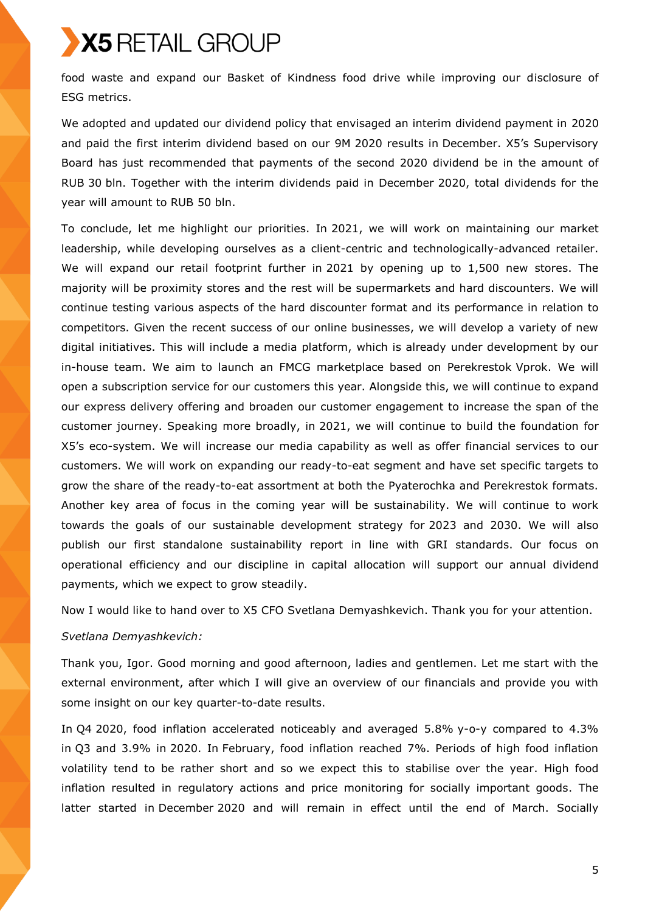food waste and expand our Basket of Kindness food drive while improving our disclosure of ESG metrics.

We adopted and updated our dividend policy that envisaged an interim dividend payment in 2020 and paid the first interim dividend based on our 9M 2020 results in December. X5's Supervisory Board has just recommended that payments of the second 2020 dividend be in the amount of RUB 30 bln. Together with the interim dividends paid in December 2020, total dividends for the year will amount to RUB 50 bln.

To conclude, let me highlight our priorities. In 2021, we will work on maintaining our market leadership, while developing ourselves as a client-centric and technologically-advanced retailer. We will expand our retail footprint further in 2021 by opening up to 1,500 new stores. The majority will be proximity stores and the rest will be supermarkets and hard discounters. We will continue testing various aspects of the hard discounter format and its performance in relation to competitors. Given the recent success of our online businesses, we will develop a variety of new digital initiatives. This will include a media platform, which is already under development by our in-house team. We aim to launch an FMCG marketplace based on Perekrestok Vprok. We will open a subscription service for our customers this year. Alongside this, we will continue to expand our express delivery offering and broaden our customer engagement to increase the span of the customer journey. Speaking more broadly, in 2021, we will continue to build the foundation for X5's eco-system. We will increase our media capability as well as offer financial services to our customers. We will work on expanding our ready-to-eat segment and have set specific targets to grow the share of the ready-to-eat assortment at both the Pyaterochka and Perekrestok formats. Another key area of focus in the coming year will be sustainability. We will continue to work towards the goals of our sustainable development strategy for 2023 and 2030. We will also publish our first standalone sustainability report in line with GRI standards. Our focus on operational efficiency and our discipline in capital allocation will support our annual dividend payments, which we expect to grow steadily.

Now I would like to hand over to X5 CFO Svetlana Demyashkevich. Thank you for your attention.

*Svetlana Demyashkevich:*

Thank you, Igor. Good morning and good afternoon, ladies and gentlemen. Let me start with the external environment, after which I will give an overview of our financials and provide you with some insight on our key quarter-to-date results.

In Q4 2020, food inflation accelerated noticeably and averaged 5.8% y-o-y compared to 4.3% in Q3 and 3.9% in 2020. In February, food inflation reached 7%. Periods of high food inflation volatility tend to be rather short and so we expect this to stabilise over the year. High food inflation resulted in regulatory actions and price monitoring for socially important goods. The latter started in December 2020 and will remain in effect until the end of March. Socially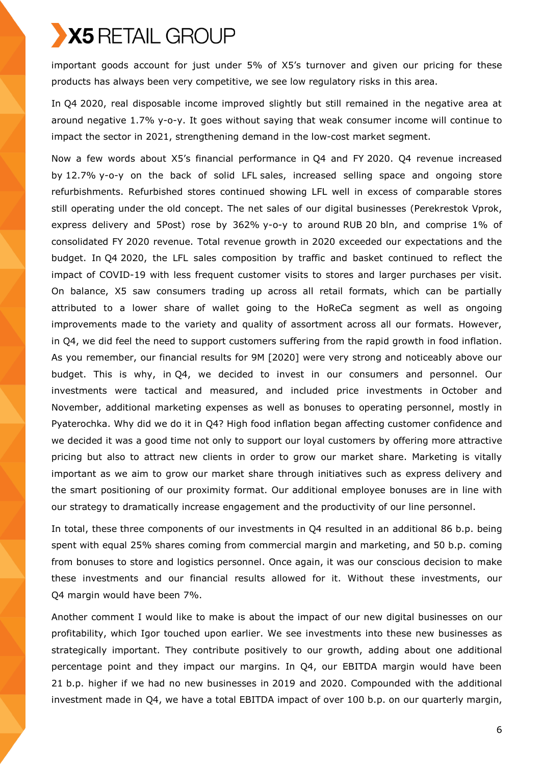important goods account for just under 5% of X5's turnover and given our pricing for these products has always been very competitive, we see low regulatory risks in this area.

In Q4 2020, real disposable income improved slightly but still remained in the negative area at around negative 1.7% y-o-y. It goes without saying that weak consumer income will continue to impact the sector in 2021, strengthening demand in the low-cost market segment.

Now a few words about X5's financial performance in Q4 and FY 2020. Q4 revenue increased by 12.7% y-o-y on the back of solid LFL sales, increased selling space and ongoing store refurbishments. Refurbished stores continued showing LFL well in excess of comparable stores still operating under the old concept. The net sales of our digital businesses (Perekrestok Vprok, express delivery and 5Post) rose by 362% y-o-y to around RUB 20 bln, and comprise 1% of consolidated FY 2020 revenue. Total revenue growth in 2020 exceeded our expectations and the budget. In Q4 2020, the LFL sales composition by traffic and basket continued to reflect the impact of COVID-19 with less frequent customer visits to stores and larger purchases per visit. On balance, X5 saw consumers trading up across all retail formats, which can be partially attributed to a lower share of wallet going to the HoReCa segment as well as ongoing improvements made to the variety and quality of assortment across all our formats. However, in Q4, we did feel the need to support customers suffering from the rapid growth in food inflation. As you remember, our financial results for 9M [2020] were very strong and noticeably above our budget. This is why, in Q4, we decided to invest in our consumers and personnel. Our investments were tactical and measured, and included price investments in October and November, additional marketing expenses as well as bonuses to operating personnel, mostly in Pyaterochka. Why did we do it in Q4? High food inflation began affecting customer confidence and we decided it was a good time not only to support our loyal customers by offering more attractive pricing but also to attract new clients in order to grow our market share. Marketing is vitally important as we aim to grow our market share through initiatives such as express delivery and the smart positioning of our proximity format. Our additional employee bonuses are in line with our strategy to dramatically increase engagement and the productivity of our line personnel.

In total, these three components of our investments in Q4 resulted in an additional 86 b.p. being spent with equal 25% shares coming from commercial margin and marketing, and 50 b.p. coming from bonuses to store and logistics personnel. Once again, it was our conscious decision to make these investments and our financial results allowed for it. Without these investments, our Q4 margin would have been 7%.

Another comment I would like to make is about the impact of our new digital businesses on our profitability, which Igor touched upon earlier. We see investments into these new businesses as strategically important. They contribute positively to our growth, adding about one additional percentage point and they impact our margins. In Q4, our EBITDA margin would have been 21 b.p. higher if we had no new businesses in 2019 and 2020. Compounded with the additional investment made in Q4, we have a total EBITDA impact of over 100 b.p. on our quarterly margin,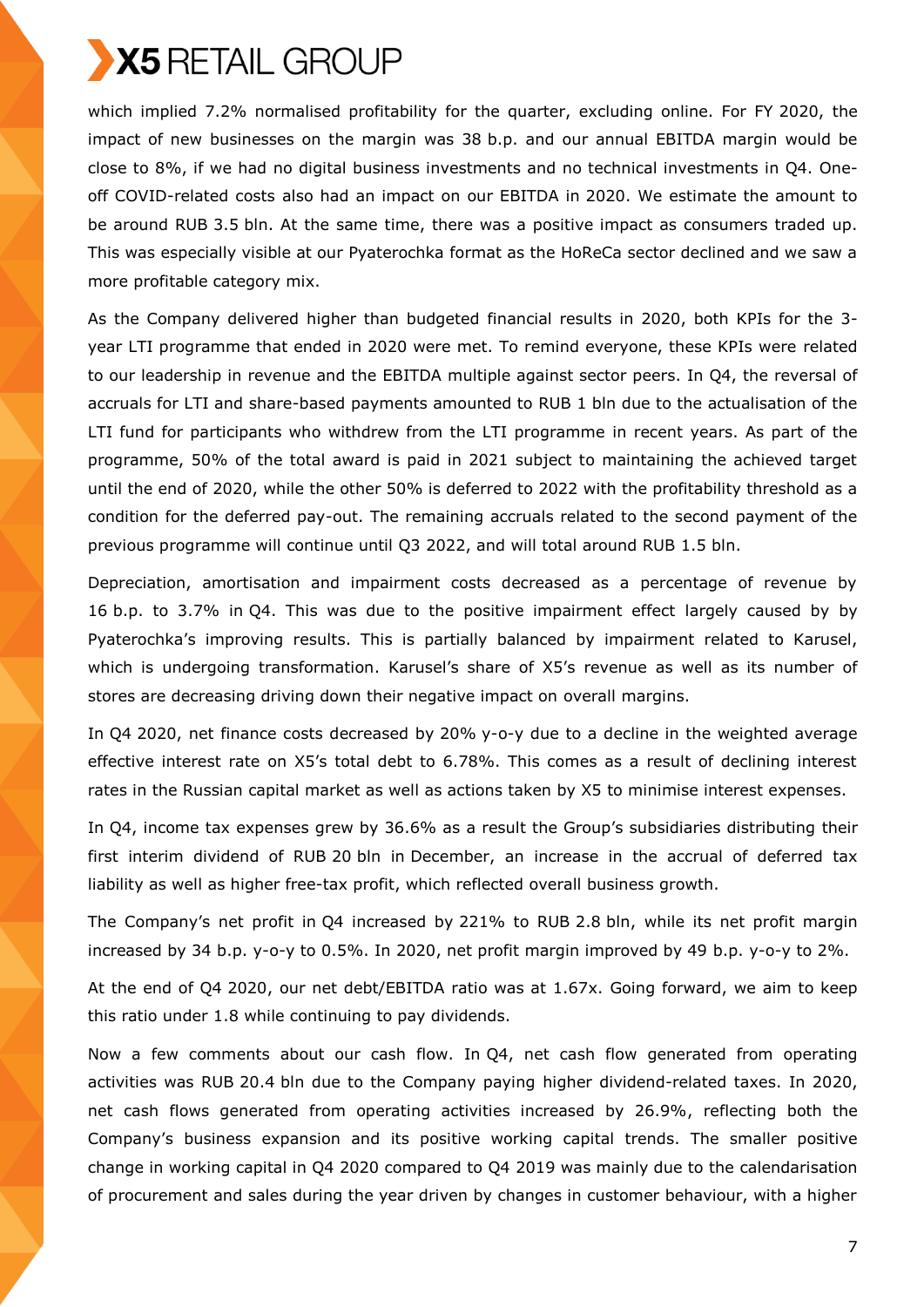which implied 7.2% normalised profitability for the quarter, excluding online. For FY 2020, the impact of new businesses on the margin was 38 b.p. and our annual EBITDA margin would be close to 8%, if we had no digital business investments and no technical investments in Q4. One-off COVID-related costs also had an impact on our EBITDA in 2020. We estimate the amount to be around RUB 3.5 bln. At the same time, there was a positive impact as consumers traded up. This was especially visible at our Pyaterochka format as the HoReCa sector declined and we saw a more profitable category mix.

As the Company delivered higher than budgeted financial results in 2020, both KPIs for the 3-year LTI programme that ended in 2020 were met. To remind everyone, these KPIs were related to our leadership in revenue and the EBITDA multiple against sector peers. In Q4, the reversal of accruals for LTI and share-based payments amounted to RUB 1 bln due to the actualisation of the LTI fund for participants who withdrew from the LTI programme in recent years. As part of the programme, 50% of the total award is paid in 2021 subject to maintaining the achieved target until the end of 2020, while the other 50% is deferred to 2022 with the profitability threshold as a condition for the deferred pay-out. The remaining accruals related to the second payment of the previous programme will continue until Q3 2022, and will total around RUB 1.5 bln.

Depreciation, amortisation and impairment costs decreased as a percentage of revenue by 16 b.p. to 3.7% in Q4. This was due to the positive impairment effect largely caused by by Pyaterochka's improving results. This is partially balanced by impairment related to Karusel, which is undergoing transformation. Karusel's share of X5's revenue as well as its number of stores are decreasing driving down their negative impact on overall margins.

In Q4 2020, net finance costs decreased by 20% y-o-y due to a decline in the weighted average effective interest rate on X5's total debt to 6.78%. This comes as a result of declining interest rates in the Russian capital market as well as actions taken by X5 to minimise interest expenses.

In Q4, income tax expenses grew by 36.6% as a result the Group's subsidiaries distributing their first interim dividend of RUB 20 bln in December, an increase in the accrual of deferred tax liability as well as higher free-tax profit, which reflected overall business growth.

The Company's net profit in Q4 increased by 221% to RUB 2.8 bln, while its net profit margin increased by 34 b.p. y-o-y to 0.5%. In 2020, net profit margin improved by 49 b.p. y-o-y to 2%.

At the end of Q4 2020, our net debt/EBITDA ratio was at 1.67x. Going forward, we aim to keep this ratio under 1.8 while continuing to pay dividends.

Now a few comments about our cash flow. In Q4, net cash flow generated from operating activities was RUB 20.4 bln due to the Company paying higher dividend-related taxes. In 2020, net cash flows generated from operating activities increased by 26.9%, reflecting both the Company's business expansion and its positive working capital trends. The smaller positive change in working capital in Q4 2020 compared to Q4 2019 was mainly due to the calendarisation of procurement and sales during the year driven by changes in customer behaviour, with a higher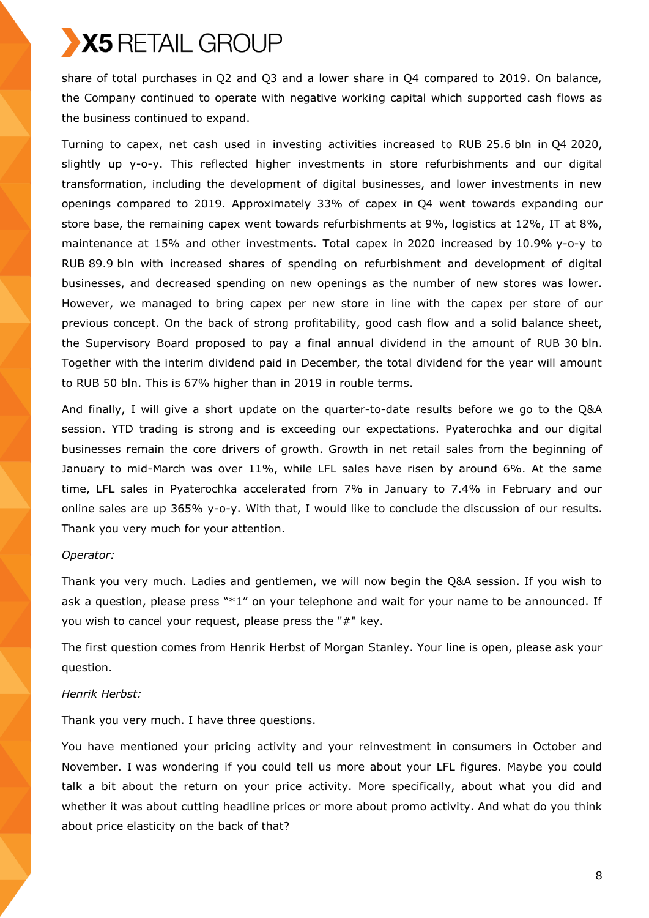share of total purchases in Q2 and Q3 and a lower share in Q4 compared to 2019. On balance, the Company continued to operate with negative working capital which supported cash flows as the business continued to expand.

Turning to capex, net cash used in investing activities increased to RUB 25.6 bln in Q4 2020, slightly up y-o-y. This reflected higher investments in store refurbishments and our digital transformation, including the development of digital businesses, and lower investments in new openings compared to 2019. Approximately 33% of capex in Q4 went towards expanding our store base, the remaining capex went towards refurbishments at 9%, logistics at 12%, IT at 8%, maintenance at 15% and other investments. Total capex in 2020 increased by 10.9% y-o-y to RUB 89.9 bln with increased shares of spending on refurbishment and development of digital businesses, and decreased spending on new openings as the number of new stores was lower. However, we managed to bring capex per new store in line with the capex per store of our previous concept. On the back of strong profitability, good cash flow and a solid balance sheet, the Supervisory Board proposed to pay a final annual dividend in the amount of RUB 30 bln. Together with the interim dividend paid in December, the total dividend for the year will amount to RUB 50 bln. This is 67% higher than in 2019 in rouble terms.

And finally, I will give a short update on the quarter-to-date results before we go to the Q&A session. YTD trading is strong and is exceeding our expectations. Pyaterochka and our digital businesses remain the core drivers of growth. Growth in net retail sales from the beginning of January to mid-March was over 11%, while LFL sales have risen by around 6%. At the same time, LFL sales in Pyaterochka accelerated from 7% in January to 7.4% in February and our online sales are up 365% y-o-y. With that, I would like to conclude the discussion of our results. Thank you very much for your attention.

*Operator:*

Thank you very much. Ladies and gentlemen, we will now begin the Q&A session. If you wish to ask a question, please press "*1" on your telephone and wait for your name to be announced. If you wish to cancel your request, please press the "#" key.

The first question comes from Henrik Herbst of Morgan Stanley. Your line is open, please ask your question.

*Henrik Herbst:*

Thank you very much. I have three questions.

You have mentioned your pricing activity and your reinvestment in consumers in October and November. I was wondering if you could tell us more about your LFL figures. Maybe you could talk a bit about the return on your price activity. More specifically, about what you did and whether it was about cutting headline prices or more about promo activity. And what do you think about price elasticity on the back of that?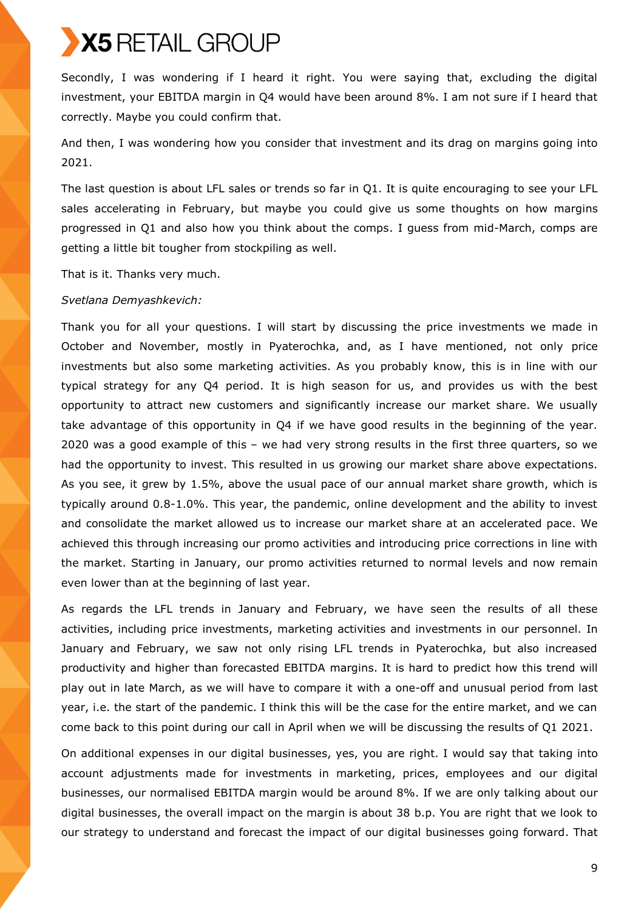Secondly, I was wondering if I heard it right. You were saying that, excluding the digital investment, your EBITDA margin in Q4 would have been around 8%. I am not sure if I heard that correctly. Maybe you could confirm that.

And then, I was wondering how you consider that investment and its drag on margins going into 2021.

The last question is about LFL sales or trends so far in Q1. It is quite encouraging to see your LFL sales accelerating in February, but maybe you could give us some thoughts on how margins progressed in Q1 and also how you think about the comps. I guess from mid-March, comps are getting a little bit tougher from stockpiling as well.

That is it. Thanks very much.

*Svetlana Demyashkevich:*

Thank you for all your questions. I will start by discussing the price investments we made in October and November, mostly in Pyaterochka, and, as I have mentioned, not only price investments but also some marketing activities. As you probably know, this is in line with our typical strategy for any Q4 period. It is high season for us, and provides us with the best opportunity to attract new customers and significantly increase our market share. We usually take advantage of this opportunity in Q4 if we have good results in the beginning of the year. 2020 was a good example of this – we had very strong results in the first three quarters, so we had the opportunity to invest. This resulted in us growing our market share above expectations. As you see, it grew by 1.5%, above the usual pace of our annual market share growth, which is typically around 0.8-1.0%. This year, the pandemic, online development and the ability to invest and consolidate the market allowed us to increase our market share at an accelerated pace. We achieved this through increasing our promo activities and introducing price corrections in line with the market. Starting in January, our promo activities returned to normal levels and now remain even lower than at the beginning of last year.

As regards the LFL trends in January and February, we have seen the results of all these activities, including price investments, marketing activities and investments in our personnel. In January and February, we saw not only rising LFL trends in Pyaterochka, but also increased productivity and higher than forecasted EBITDA margins. It is hard to predict how this trend will play out in late March, as we will have to compare it with a one-off and unusual period from last year, i.e. the start of the pandemic. I think this will be the case for the entire market, and we can come back to this point during our call in April when we will be discussing the results of Q1 2021.

On additional expenses in our digital businesses, yes, you are right. I would say that taking into account adjustments made for investments in marketing, prices, employees and our digital businesses, our normalised EBITDA margin would be around 8%. If we are only talking about our digital businesses, the overall impact on the margin is about 38 b.p. You are right that we look to our strategy to understand and forecast the impact of our digital businesses going forward. That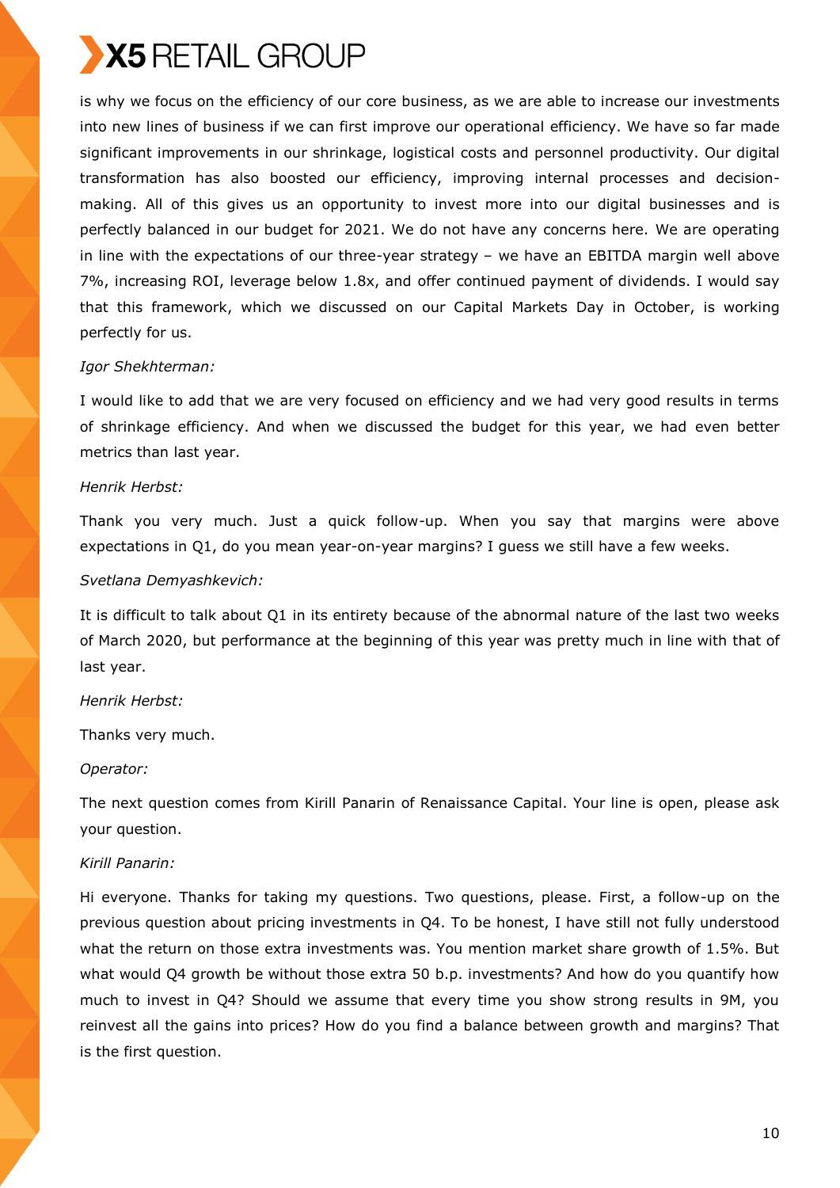is why we focus on the efficiency of our core business, as we are able to increase our investments into new lines of business if we can first improve our operational efficiency. We have so far made significant improvements in our shrinkage, logistical costs and personnel productivity. Our digital transformation has also boosted our efficiency, improving internal processes and decision-making. All of this gives us an opportunity to invest more into our digital businesses and is perfectly balanced in our budget for 2021. We do not have any concerns here. We are operating in line with the expectations of our three-year strategy – we have an EBITDA margin well above 7%, increasing ROI, leverage below 1.8x, and offer continued payment of dividends. I would say that this framework, which we discussed on our Capital Markets Day in October, is working perfectly for us.

*Igor Shekhterman:*

I would like to add that we are very focused on efficiency and we had very good results in terms of shrinkage efficiency. And when we discussed the budget for this year, we had even better metrics than last year.

*Henrik Herbst:*

Thank you very much. Just a quick follow-up. When you say that margins were above expectations in Q1, do you mean year-on-year margins? I guess we still have a few weeks.

*Svetlana Demyashkevich:*

It is difficult to talk about Q1 in its entirety because of the abnormal nature of the last two weeks of March 2020, but performance at the beginning of this year was pretty much in line with that of last year.

*Henrik Herbst:*

Thanks very much.

*Operator:*

The next question comes from Kirill Panarin of Renaissance Capital. Your line is open, please ask your question.

*Kirill Panarin:*

Hi everyone. Thanks for taking my questions. Two questions, please. First, a follow-up on the previous question about pricing investments in Q4. To be honest, I have still not fully understood what the return on those extra investments was. You mention market share growth of 1.5%. But what would Q4 growth be without those extra 50 b.p. investments? And how do you quantify how much to invest in Q4? Should we assume that every time you show strong results in 9M, you reinvest all the gains into prices? How do you find a balance between growth and margins? That is the first question.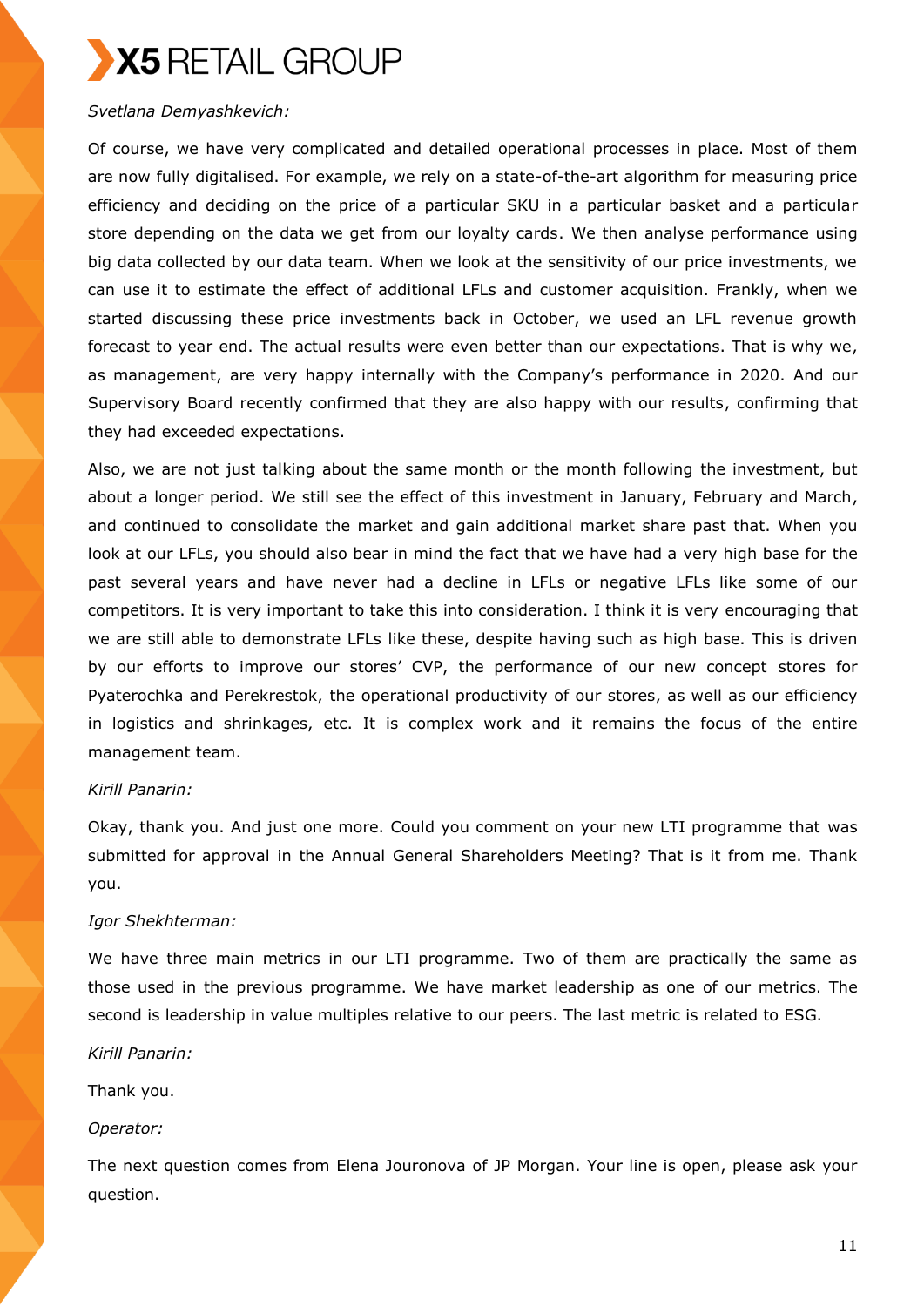*Svetlana Demyashkevich:*

Of course, we have very complicated and detailed operational processes in place. Most of them are now fully digitalised. For example, we rely on a state-of-the-art algorithm for measuring price efficiency and deciding on the price of a particular SKU in a particular basket and a particular store depending on the data we get from our loyalty cards. We then analyse performance using big data collected by our data team. When we look at the sensitivity of our price investments, we can use it to estimate the effect of additional LFLs and customer acquisition. Frankly, when we started discussing these price investments back in October, we used an LFL revenue growth forecast to year end. The actual results were even better than our expectations. That is why we, as management, are very happy internally with the Company's performance in 2020. And our Supervisory Board recently confirmed that they are also happy with our results, confirming that they had exceeded expectations.

Also, we are not just talking about the same month or the month following the investment, but about a longer period. We still see the effect of this investment in January, February and March, and continued to consolidate the market and gain additional market share past that. When you look at our LFLs, you should also bear in mind the fact that we have had a very high base for the past several years and have never had a decline in LFLs or negative LFLs like some of our competitors. It is very important to take this into consideration. I think it is very encouraging that we are still able to demonstrate LFLs like these, despite having such as high base. This is driven by our efforts to improve our stores' CVP, the performance of our new concept stores for Pyaterochka and Perekrestok, the operational productivity of our stores, as well as our efficiency in logistics and shrinkages, etc. It is complex work and it remains the focus of the entire management team.

*Kirill Panarin:*

Okay, thank you. And just one more. Could you comment on your new LTI programme that was submitted for approval in the Annual General Shareholders Meeting? That is it from me. Thank you.

*Igor Shekhterman:*

We have three main metrics in our LTI programme. Two of them are practically the same as those used in the previous programme. We have market leadership as one of our metrics. The second is leadership in value multiples relative to our peers. The last metric is related to ESG.

*Kirill Panarin:*

Thank you.

*Operator:*

The next question comes from Elena Jouronova of JP Morgan. Your line is open, please ask your question.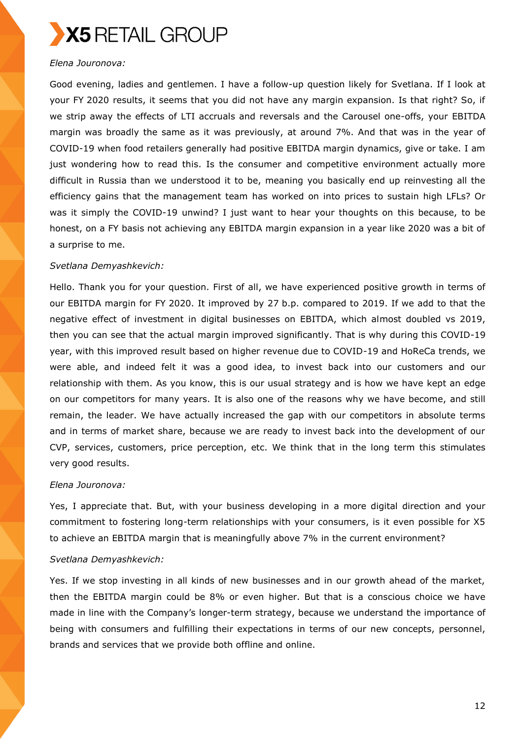*Elena Jouronova:*

Good evening, ladies and gentlemen. I have a follow-up question likely for Svetlana. If I look at your FY 2020 results, it seems that you did not have any margin expansion. Is that right? So, if we strip away the effects of LTI accruals and reversals and the Carousel one-offs, your EBITDA margin was broadly the same as it was previously, at around 7%. And that was in the year of COVID-19 when food retailers generally had positive EBITDA margin dynamics, give or take. I am just wondering how to read this. Is the consumer and competitive environment actually more difficult in Russia than we understood it to be, meaning you basically end up reinvesting all the efficiency gains that the management team has worked on into prices to sustain high LFLs? Or was it simply the COVID-19 unwind? I just want to hear your thoughts on this because, to be honest, on a FY basis not achieving any EBITDA margin expansion in a year like 2020 was a bit of a surprise to me.

*Svetlana Demyashkevich:*

Hello. Thank you for your question. First of all, we have experienced positive growth in terms of our EBITDA margin for FY 2020. It improved by 27 b.p. compared to 2019. If we add to that the negative effect of investment in digital businesses on EBITDA, which almost doubled vs 2019, then you can see that the actual margin improved significantly. That is why during this COVID-19 year, with this improved result based on higher revenue due to COVID-19 and HoReCa trends, we were able, and indeed felt it was a good idea, to invest back into our customers and our relationship with them. As you know, this is our usual strategy and is how we have kept an edge on our competitors for many years. It is also one of the reasons why we have become, and still remain, the leader. We have actually increased the gap with our competitors in absolute terms and in terms of market share, because we are ready to invest back into the development of our CVP, services, customers, price perception, etc. We think that in the long term this stimulates very good results.

*Elena Jouronova:*

Yes, I appreciate that. But, with your business developing in a more digital direction and your commitment to fostering long-term relationships with your consumers, is it even possible for X5 to achieve an EBITDA margin that is meaningfully above 7% in the current environment?

*Svetlana Demyashkevich:*

Yes. If we stop investing in all kinds of new businesses and in our growth ahead of the market, then the EBITDA margin could be 8% or even higher. But that is a conscious choice we have made in line with the Company's longer-term strategy, because we understand the importance of being with consumers and fulfilling their expectations in terms of our new concepts, personnel, brands and services that we provide both offline and online.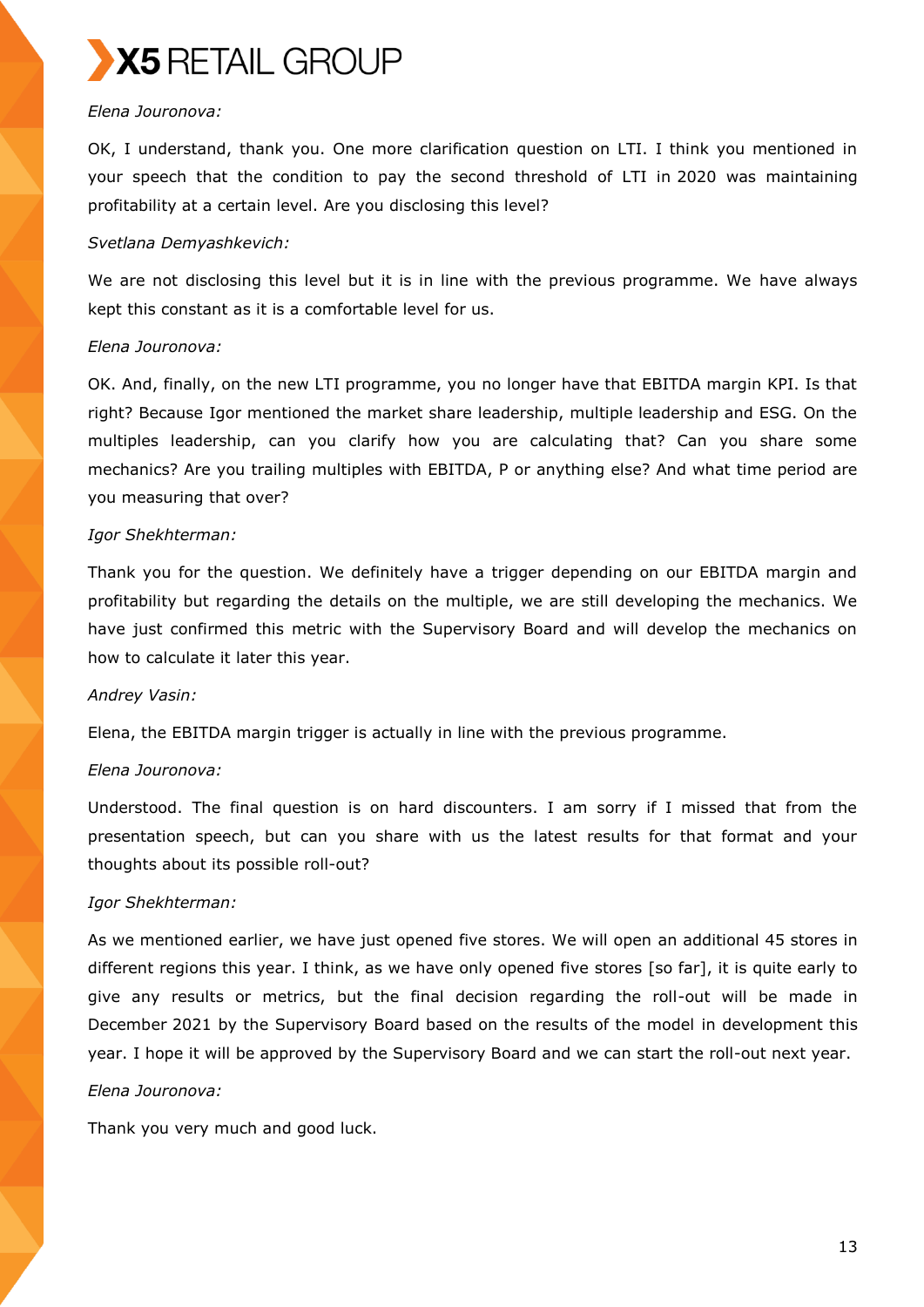*Elena Jouronova:*

OK, I understand, thank you. One more clarification question on LTI. I think you mentioned in your speech that the condition to pay the second threshold of LTI in 2020 was maintaining profitability at a certain level. Are you disclosing this level?

*Svetlana Demyashkevich:*

We are not disclosing this level but it is in line with the previous programme. We have always kept this constant as it is a comfortable level for us.

*Elena Jouronova:*

OK. And, finally, on the new LTI programme, you no longer have that EBITDA margin KPI. Is that right? Because Igor mentioned the market share leadership, multiple leadership and ESG. On the multiples leadership, can you clarify how you are calculating that? Can you share some mechanics? Are you trailing multiples with EBITDA, P or anything else? And what time period are you measuring that over?

*Igor Shekhterman:*

Thank you for the question. We definitely have a trigger depending on our EBITDA margin and profitability but regarding the details on the multiple, we are still developing the mechanics. We have just confirmed this metric with the Supervisory Board and will develop the mechanics on how to calculate it later this year.

*Andrey Vasin:*

Elena, the EBITDA margin trigger is actually in line with the previous programme.

*Elena Jouronova:*

Understood. The final question is on hard discounters. I am sorry if I missed that from the presentation speech, but can you share with us the latest results for that format and your thoughts about its possible roll-out?

*Igor Shekhterman:*

As we mentioned earlier, we have just opened five stores. We will open an additional 45 stores in different regions this year. I think, as we have only opened five stores [so far], it is quite early to give any results or metrics, but the final decision regarding the roll-out will be made in December 2021 by the Supervisory Board based on the results of the model in development this year. I hope it will be approved by the Supervisory Board and we can start the roll-out next year.

*Elena Jouronova:*

Thank you very much and good luck.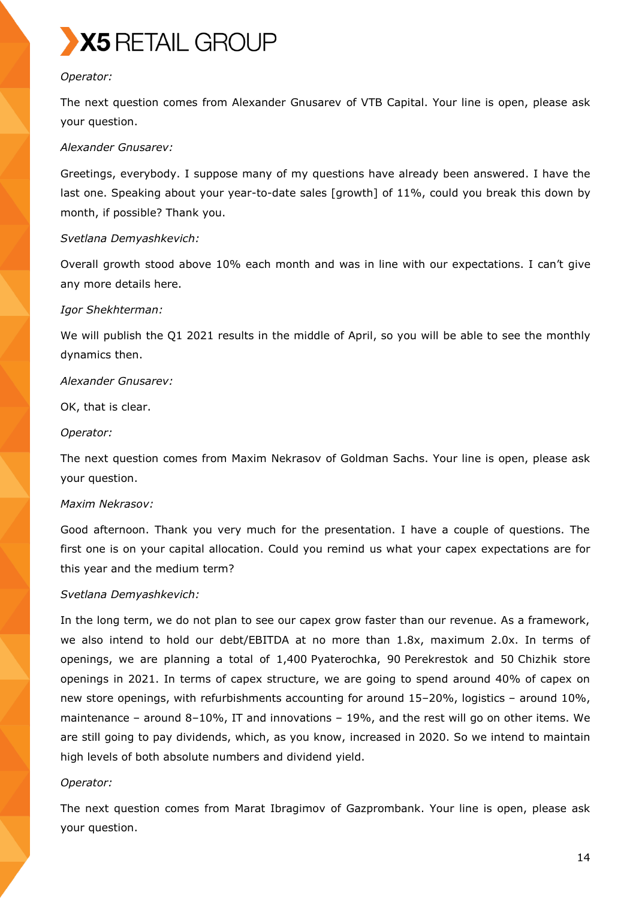*Operator:*

The next question comes from Alexander Gnusarev of VTB Capital. Your line is open, please ask your question.

*Alexander Gnusarev:*

Greetings, everybody. I suppose many of my questions have already been answered. I have the last one. Speaking about your year-to-date sales [growth] of 11%, could you break this down by month, if possible? Thank you.

*Svetlana Demyashkevich:*

Overall growth stood above 10% each month and was in line with our expectations. I can't give any more details here.

*Igor Shekhterman:*

We will publish the Q1 2021 results in the middle of April, so you will be able to see the monthly dynamics then.

*Alexander Gnusarev:*

OK, that is clear.

*Operator:*

The next question comes from Maxim Nekrasov of Goldman Sachs. Your line is open, please ask your question.

*Maxim Nekrasov:*

Good afternoon. Thank you very much for the presentation. I have a couple of questions. The first one is on your capital allocation. Could you remind us what your capex expectations are for this year and the medium term?

*Svetlana Demyashkevich:*

In the long term, we do not plan to see our capex grow faster than our revenue. As a framework, we also intend to hold our debt/EBITDA at no more than 1.8x, maximum 2.0x. In terms of openings, we are planning a total of 1,400 Pyaterochka, 90 Perekrestok and 50 Chizhik store openings in 2021. In terms of capex structure, we are going to spend around 40% of capex on new store openings, with refurbishments accounting for around 15–20%, logistics – around 10%, maintenance – around 8–10%, IT and innovations – 19%, and the rest will go on other items. We are still going to pay dividends, which, as you know, increased in 2020. So we intend to maintain high levels of both absolute numbers and dividend yield.

*Operator:*

The next question comes from Marat Ibragimov of Gazprombank. Your line is open, please ask your question.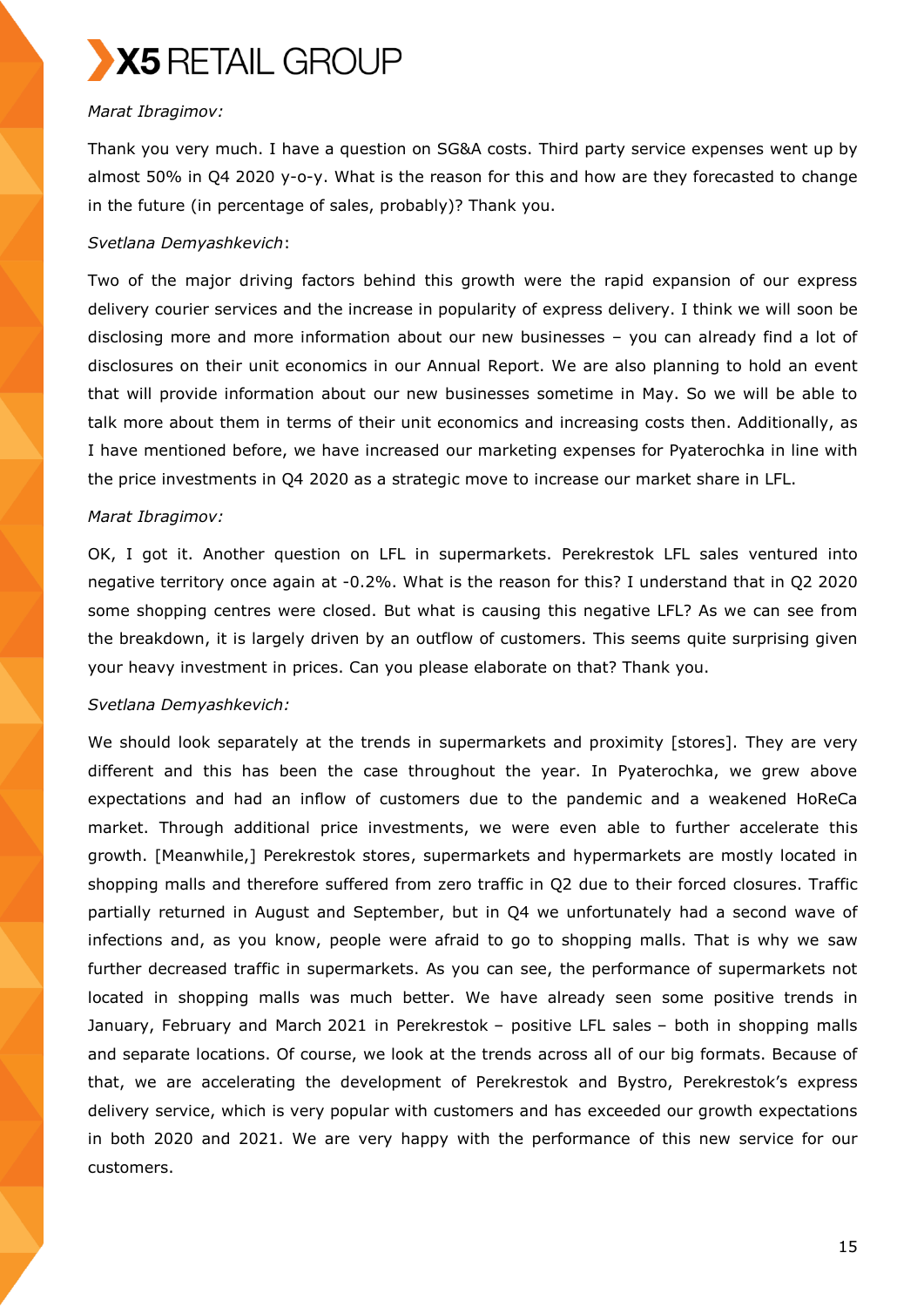*Marat Ibragimov:*

Thank you very much. I have a question on SG&A costs. Third party service expenses went up by almost 50% in Q4 2020 y-o-y. What is the reason for this and how are they forecasted to change in the future (in percentage of sales, probably)? Thank you.

*Svetlana Demyashkevich*:

Two of the major driving factors behind this growth were the rapid expansion of our express delivery courier services and the increase in popularity of express delivery. I think we will soon be disclosing more and more information about our new businesses – you can already find a lot of disclosures on their unit economics in our Annual Report. We are also planning to hold an event that will provide information about our new businesses sometime in May. So we will be able to talk more about them in terms of their unit economics and increasing costs then. Additionally, as I have mentioned before, we have increased our marketing expenses for Pyaterochka in line with the price investments in Q4 2020 as a strategic move to increase our market share in LFL.

*Marat Ibragimov:*

OK, I got it. Another question on LFL in supermarkets. Perekrestok LFL sales ventured into negative territory once again at -0.2%. What is the reason for this? I understand that in Q2 2020 some shopping centres were closed. But what is causing this negative LFL? As we can see from the breakdown, it is largely driven by an outflow of customers. This seems quite surprising given your heavy investment in prices. Can you please elaborate on that? Thank you.

*Svetlana Demyashkevich:*

We should look separately at the trends in supermarkets and proximity [stores]. They are very different and this has been the case throughout the year. In Pyaterochka, we grew above expectations and had an inflow of customers due to the pandemic and a weakened HoReCa market. Through additional price investments, we were even able to further accelerate this growth. [Meanwhile,] Perekrestok stores, supermarkets and hypermarkets are mostly located in shopping malls and therefore suffered from zero traffic in Q2 due to their forced closures. Traffic partially returned in August and September, but in Q4 we unfortunately had a second wave of infections and, as you know, people were afraid to go to shopping malls. That is why we saw further decreased traffic in supermarkets. As you can see, the performance of supermarkets not located in shopping malls was much better. We have already seen some positive trends in January, February and March 2021 in Perekrestok – positive LFL sales – both in shopping malls and separate locations. Of course, we look at the trends across all of our big formats. Because of that, we are accelerating the development of Perekrestok and Bystro, Perekrestok's express delivery service, which is very popular with customers and has exceeded our growth expectations in both 2020 and 2021. We are very happy with the performance of this new service for our customers.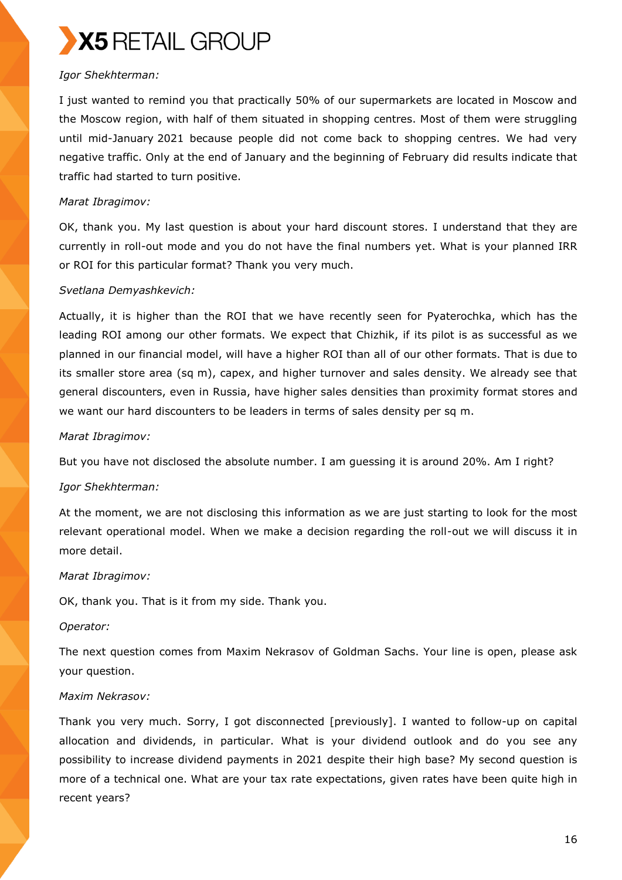*Igor Shekhterman:*

I just wanted to remind you that practically 50% of our supermarkets are located in Moscow and the Moscow region, with half of them situated in shopping centres. Most of them were struggling until mid-January 2021 because people did not come back to shopping centres. We had very negative traffic. Only at the end of January and the beginning of February did results indicate that traffic had started to turn positive.

*Marat Ibragimov:*

OK, thank you. My last question is about your hard discount stores. I understand that they are currently in roll-out mode and you do not have the final numbers yet. What is your planned IRR or ROI for this particular format? Thank you very much.

*Svetlana Demyashkevich:*

Actually, it is higher than the ROI that we have recently seen for Pyaterochka, which has the leading ROI among our other formats. We expect that Chizhik, if its pilot is as successful as we planned in our financial model, will have a higher ROI than all of our other formats. That is due to its smaller store area (sq m), capex, and higher turnover and sales density. We already see that general discounters, even in Russia, have higher sales densities than proximity format stores and we want our hard discounters to be leaders in terms of sales density per sq m.

*Marat Ibragimov:*

But you have not disclosed the absolute number. I am guessing it is around 20%. Am I right?

*Igor Shekhterman:*

At the moment, we are not disclosing this information as we are just starting to look for the most relevant operational model. When we make a decision regarding the roll-out we will discuss it in more detail.

*Marat Ibragimov:*

OK, thank you. That is it from my side. Thank you.

*Operator:*

The next question comes from Maxim Nekrasov of Goldman Sachs. Your line is open, please ask your question.

*Maxim Nekrasov:*

Thank you very much. Sorry, I got disconnected [previously]. I wanted to follow-up on capital allocation and dividends, in particular. What is your dividend outlook and do you see any possibility to increase dividend payments in 2021 despite their high base? My second question is more of a technical one. What are your tax rate expectations, given rates have been quite high in recent years?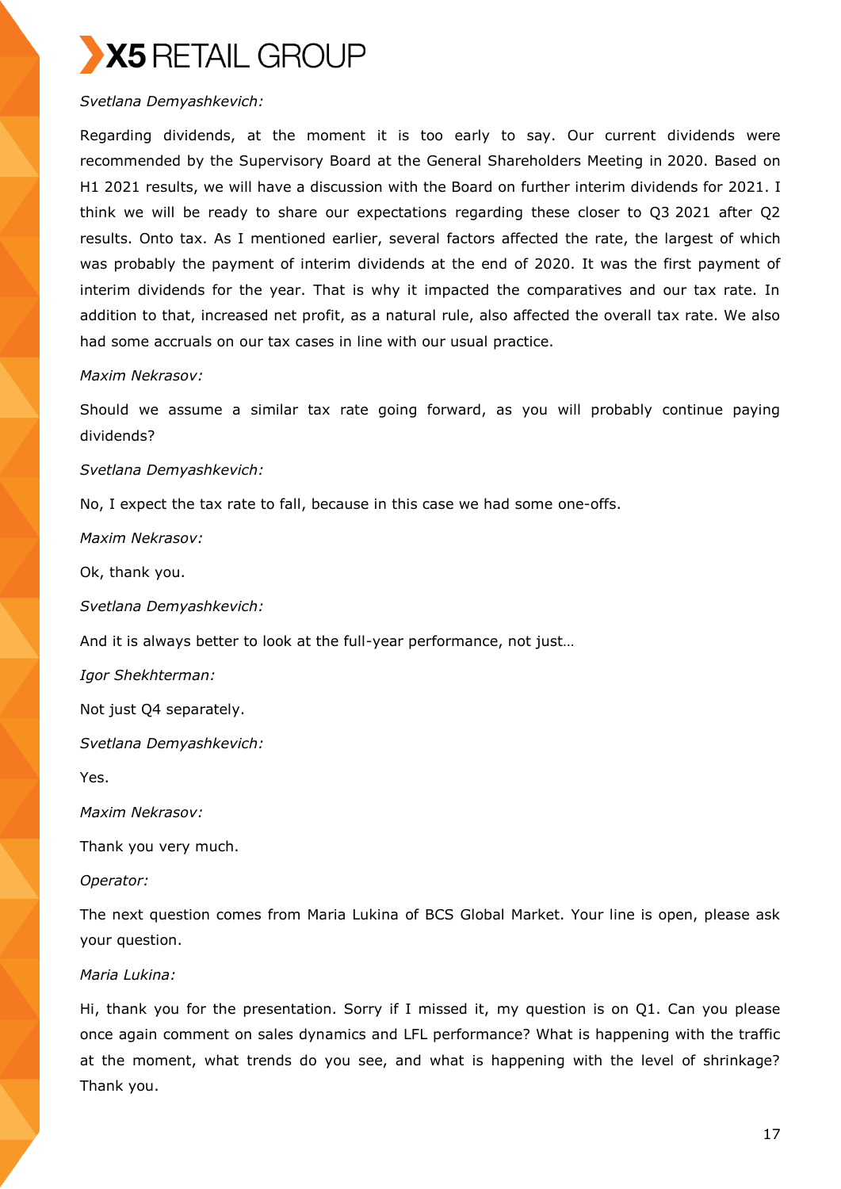*Svetlana Demyashkevich:*

Regarding dividends, at the moment it is too early to say. Our current dividends were recommended by the Supervisory Board at the General Shareholders Meeting in 2020. Based on H1 2021 results, we will have a discussion with the Board on further interim dividends for 2021. I think we will be ready to share our expectations regarding these closer to Q3 2021 after Q2 results. Onto tax. As I mentioned earlier, several factors affected the rate, the largest of which was probably the payment of interim dividends at the end of 2020. It was the first payment of interim dividends for the year. That is why it impacted the comparatives and our tax rate. In addition to that, increased net profit, as a natural rule, also affected the overall tax rate. We also had some accruals on our tax cases in line with our usual practice.

*Maxim Nekrasov:*

Should we assume a similar tax rate going forward, as you will probably continue paying dividends?

*Svetlana Demyashkevich:*

No, I expect the tax rate to fall, because in this case we had some one-offs.

*Maxim Nekrasov:*

Ok, thank you.

*Svetlana Demyashkevich:*

And it is always better to look at the full-year performance, not just…

*Igor Shekhterman:*

Not just Q4 separately.

*Svetlana Demyashkevich:*

Yes.

*Maxim Nekrasov:*

Thank you very much.

*Operator:*

The next question comes from Maria Lukina of BCS Global Market. Your line is open, please ask your question.

*Maria Lukina:*

Hi, thank you for the presentation. Sorry if I missed it, my question is on Q1. Can you please once again comment on sales dynamics and LFL performance? What is happening with the traffic at the moment, what trends do you see, and what is happening with the level of shrinkage? Thank you.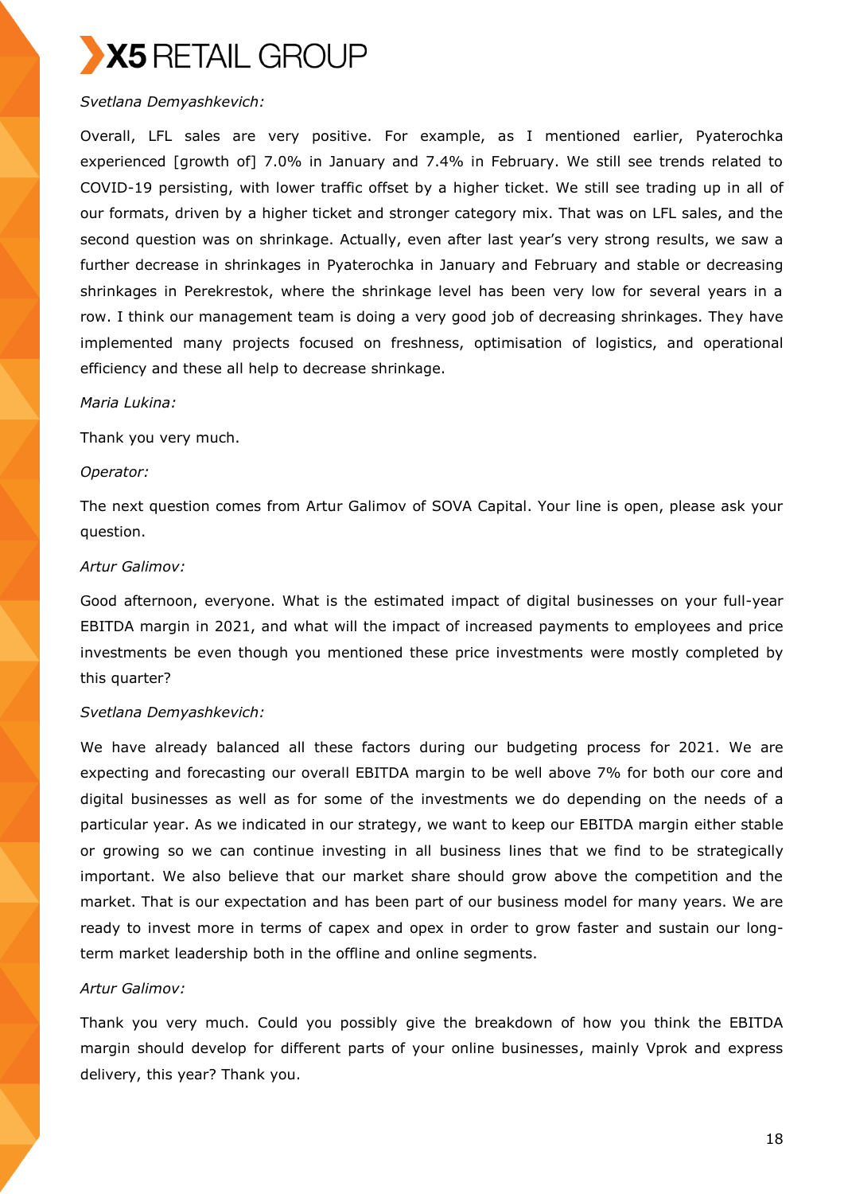*Svetlana Demyashkevich:*

Overall, LFL sales are very positive. For example, as I mentioned earlier, Pyaterochka experienced [growth of] 7.0% in January and 7.4% in February. We still see trends related to COVID-19 persisting, with lower traffic offset by a higher ticket. We still see trading up in all of our formats, driven by a higher ticket and stronger category mix. That was on LFL sales, and the second question was on shrinkage. Actually, even after last year's very strong results, we saw a further decrease in shrinkages in Pyaterochka in January and February and stable or decreasing shrinkages in Perekrestok, where the shrinkage level has been very low for several years in a row. I think our management team is doing a very good job of decreasing shrinkages. They have implemented many projects focused on freshness, optimisation of logistics, and operational efficiency and these all help to decrease shrinkage.

*Maria Lukina:*

Thank you very much.

*Operator:*

The next question comes from Artur Galimov of SOVA Capital. Your line is open, please ask your question.

*Artur Galimov:*

Good afternoon, everyone. What is the estimated impact of digital businesses on your full-year EBITDA margin in 2021, and what will the impact of increased payments to employees and price investments be even though you mentioned these price investments were mostly completed by this quarter?

*Svetlana Demyashkevich:*

We have already balanced all these factors during our budgeting process for 2021. We are expecting and forecasting our overall EBITDA margin to be well above 7% for both our core and digital businesses as well as for some of the investments we do depending on the needs of a particular year. As we indicated in our strategy, we want to keep our EBITDA margin either stable or growing so we can continue investing in all business lines that we find to be strategically important. We also believe that our market share should grow above the competition and the market. That is our expectation and has been part of our business model for many years. We are ready to invest more in terms of capex and opex in order to grow faster and sustain our long-term market leadership both in the offline and online segments.

*Artur Galimov:*

Thank you very much. Could you possibly give the breakdown of how you think the EBITDA margin should develop for different parts of your online businesses, mainly Vprok and express delivery, this year? Thank you.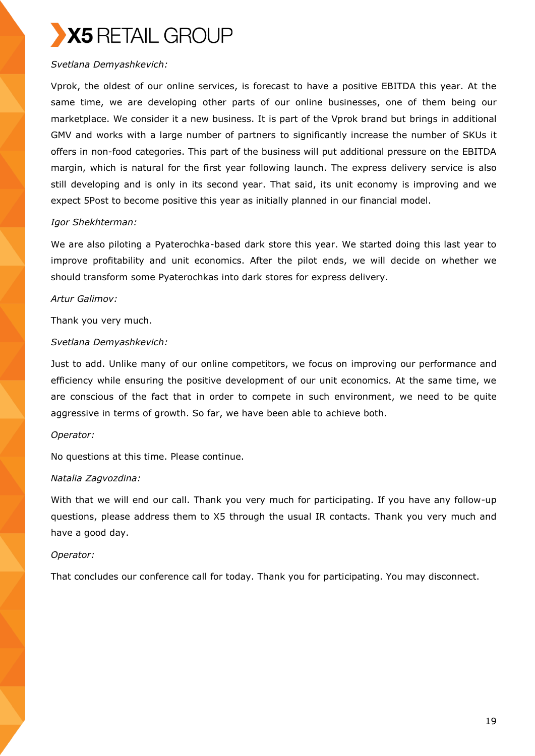*Svetlana Demyashkevich:*

Vprok, the oldest of our online services, is forecast to have a positive EBITDA this year. At the same time, we are developing other parts of our online businesses, one of them being our marketplace. We consider it a new business. It is part of the Vprok brand but brings in additional GMV and works with a large number of partners to significantly increase the number of SKUs it offers in non-food categories. This part of the business will put additional pressure on the EBITDA margin, which is natural for the first year following launch. The express delivery service is also still developing and is only in its second year. That said, its unit economy is improving and we expect 5Post to become positive this year as initially planned in our financial model.

*Igor Shekhterman:*

We are also piloting a Pyaterochka-based dark store this year. We started doing this last year to improve profitability and unit economics. After the pilot ends, we will decide on whether we should transform some Pyaterochkas into dark stores for express delivery.

*Artur Galimov:*

Thank you very much.

*Svetlana Demyashkevich:*

Just to add. Unlike many of our online competitors, we focus on improving our performance and efficiency while ensuring the positive development of our unit economics. At the same time, we are conscious of the fact that in order to compete in such environment, we need to be quite aggressive in terms of growth. So far, we have been able to achieve both.

*Operator:*

No questions at this time. Please continue.

*Natalia Zagvozdina:*

With that we will end our call. Thank you very much for participating. If you have any follow-up questions, please address them to X5 through the usual IR contacts. Thank you very much and have a good day.

*Operator:*

That concludes our conference call for today. Thank you for participating. You may disconnect.